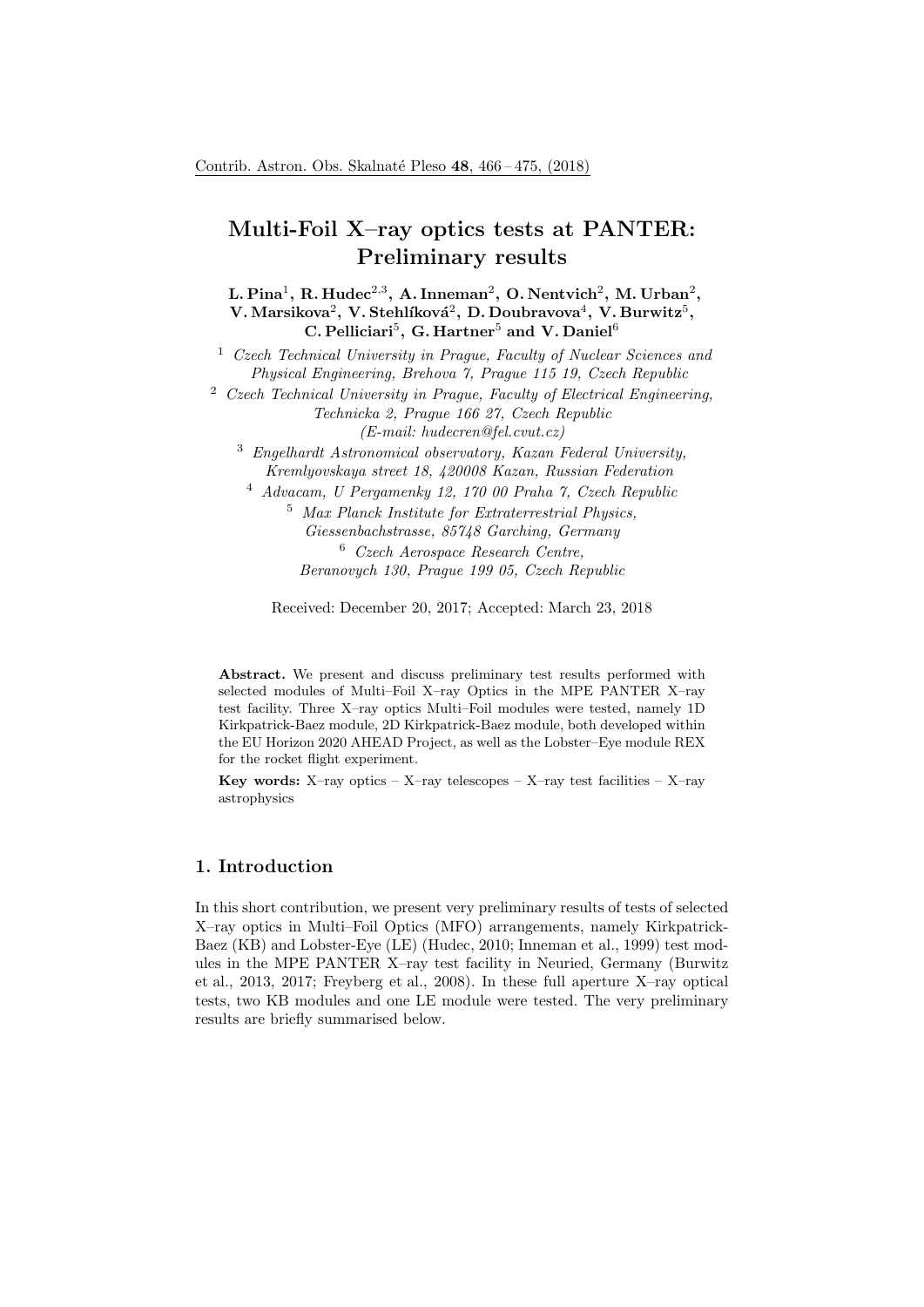# Multi-Foil X–ray optics tests at PANTER: Preliminary results

**L. Pina[1], R. Hudec[2,3], A. Inneman[2], O. Nentvich[2], M. Urban[2], V. Marsikova[2], V. Stehlíková[2], D. Doubravova[4], V. Burwitz[5], C. Pelliciari[5], G. Hartner[5] and V. Daniel[6]**

[1] *Czech Technical University in Prague, Faculty of Nuclear Sciences and Physical Engineering, Brehova 7, Prague 115 19, Czech Republic*

[2] *Czech Technical University in Prague, Faculty of Electrical Engineering, Technicka 2, Prague 166 27, Czech Republic (E-mail: hudecren@fel.cvut.cz)*

[3] *Engelhardt Astronomical observatory, Kazan Federal University, Kremlyovskaya street 18, 420008 Kazan, Russian Federation*

[4] *Advacam, U Pergamenky 12, 170 00 Praha 7, Czech Republic*

[5] *Max Planck Institute for Extraterrestrial Physics, Giessenbachstrasse, 85748 Garching, Germany*

[6] *Czech Aerospace Research Centre, Beranovych 130, Prague 199 05, Czech Republic*

Received: December 20, 2017; Accepted: March 23, 2018

**Abstract.** We present and discuss preliminary test results performed with selected modules of Multi–Foil X–ray Optics in the MPE PANTER X–ray test facility. Three X–ray optics Multi–Foil modules were tested, namely 1D Kirkpatrick-Baez module, 2D Kirkpatrick-Baez module, both developed within the EU Horizon 2020 AHEAD Project, as well as the Lobster–Eye module REX for the rocket flight experiment.

**Key words:** X–ray optics – X–ray telescopes – X–ray test facilities – X–ray astrophysics

## 1. Introduction

In this short contribution, we present very preliminary results of tests of selected X–ray optics in Multi–Foil Optics (MFO) arrangements, namely Kirkpatrick-Baez (KB) and Lobster-Eye (LE) (Hudec, 2010; Inneman et al., 1999) test modules in the MPE PANTER X–ray test facility in Neuried, Germany (Burwitz et al., 2013, 2017; Freyberg et al., 2008). In these full aperture X–ray optical tests, two KB modules and one LE module were tested. The very preliminary results are briefly summarised below.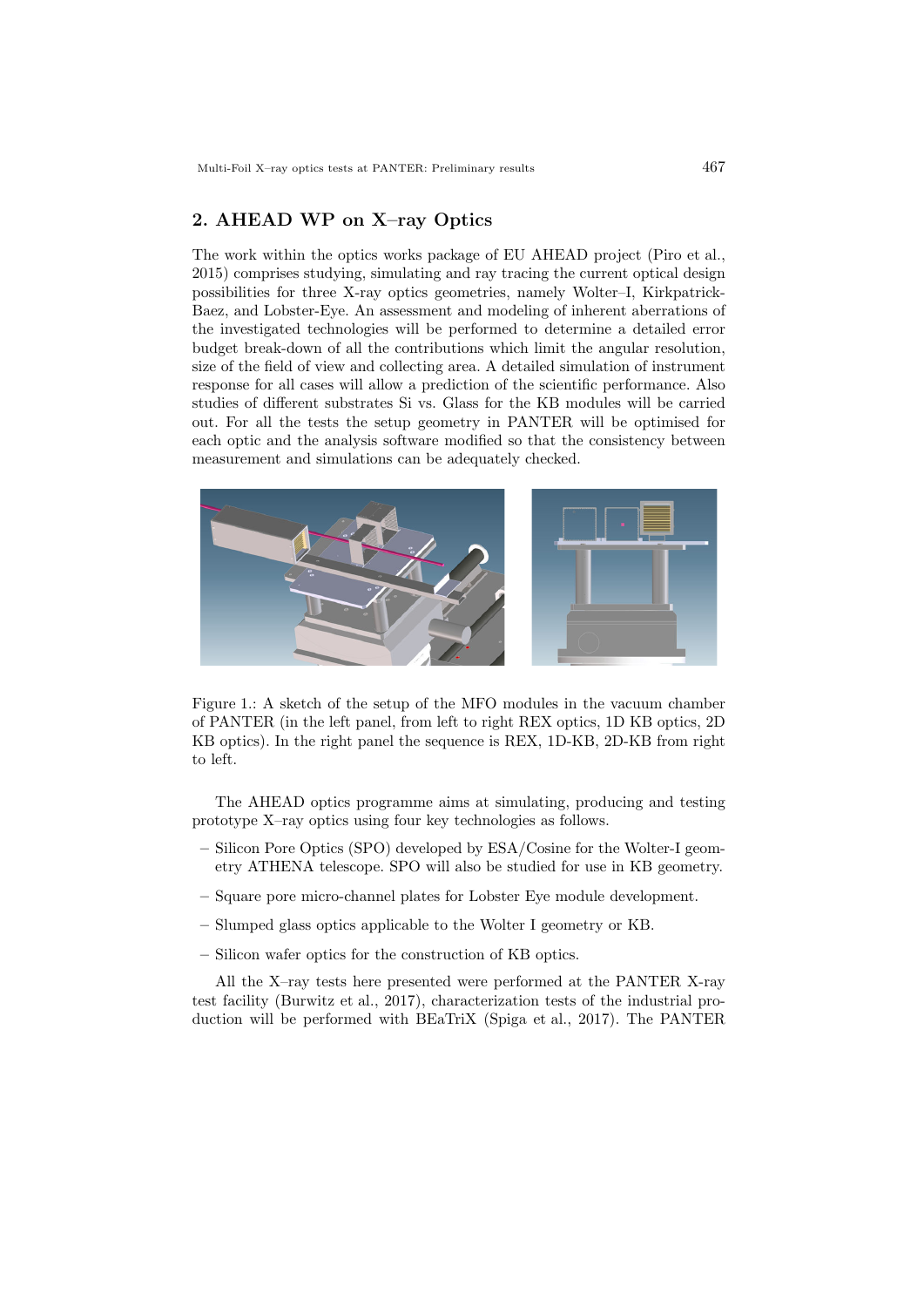## 2. AHEAD WP on X–ray Optics

The work within the optics works package of EU AHEAD project (Piro et al., 2015) comprises studying, simulating and ray tracing the current optical design possibilities for three X-ray optics geometries, namely Wolter–I, Kirkpatrick-Baez, and Lobster-Eye. An assessment and modeling of inherent aberrations of the investigated technologies will be performed to determine a detailed error budget break-down of all the contributions which limit the angular resolution, size of the field of view and collecting area. A detailed simulation of instrument response for all cases will allow a prediction of the scientific performance. Also studies of different substrates Si vs. Glass for the KB modules will be carried out. For all the tests the setup geometry in PANTER will be optimised for each optic and the analysis software modified so that the consistency between measurement and simulations can be adequately checked.

Figure 1.: A sketch of the setup of the MFO modules in the vacuum chamber of PANTER (in the left panel, from left to right REX optics, 1D KB optics, 2D KB optics). In the right panel the sequence is REX, 1D-KB, 2D-KB from right to left.

The AHEAD optics programme aims at simulating, producing and testing prototype X–ray optics using four key technologies as follows.

- Silicon Pore Optics (SPO) developed by ESA/Cosine for the Wolter-I geometry ATHENA telescope. SPO will also be studied for use in KB geometry.
- Square pore micro-channel plates for Lobster Eye module development.
- Slumped glass optics applicable to the Wolter I geometry or KB.
- Silicon wafer optics for the construction of KB optics.

All the X–ray tests here presented were performed at the PANTER X-ray test facility (Burwitz et al., 2017), characterization tests of the industrial production will be performed with BEaTriX (Spiga et al., 2017). The PANTER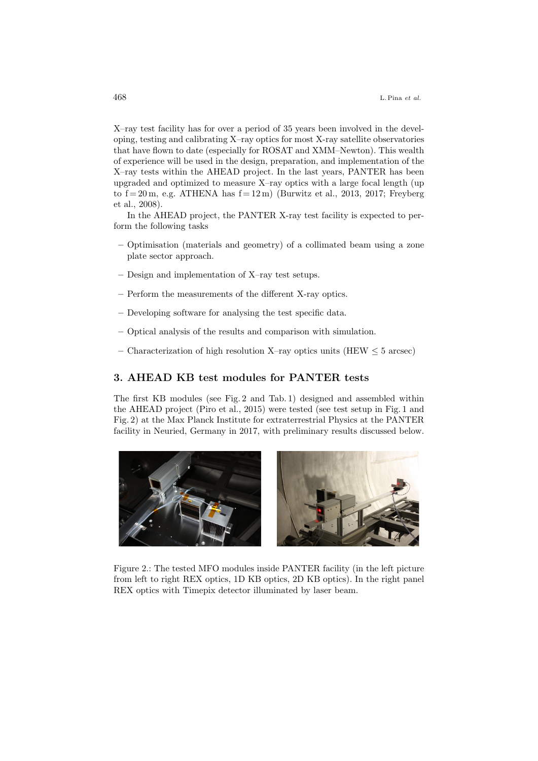X–ray test facility has for over a period of 35 years been involved in the developing, testing and calibrating X–ray optics for most X-ray satellite observatories that have flown to date (especially for ROSAT and XMM–Newton). This wealth of experience will be used in the design, preparation, and implementation of the X–ray tests within the AHEAD project. In the last years, PANTER has been upgraded and optimized to measure X–ray optics with a large focal length (up to f = 20 m, e.g. ATHENA has f = 12 m) (Burwitz et al., 2013, 2017; Freyberg et al., 2008).

In the AHEAD project, the PANTER X-ray test facility is expected to perform the following tasks

- Optimisation (materials and geometry) of a collimated beam using a zone plate sector approach.
- Design and implementation of X–ray test setups.
- Perform the measurements of the different X-ray optics.
- Developing software for analysing the test specific data.
- Optical analysis of the results and comparison with simulation.
- Characterization of high resolution X–ray optics units (HEW $\leq$ 5 arcsec)

## 3. AHEAD KB test modules for PANTER tests

The first KB modules (see Fig. 2 and Tab. 1) designed and assembled within the AHEAD project (Piro et al., 2015) were tested (see test setup in Fig. 1 and Fig. 2) at the Max Planck Institute for extraterrestrial Physics at the PANTER facility in Neuried, Germany in 2017, with preliminary results discussed below.

Figure 2.: The tested MFO modules inside PANTER facility (in the left picture from left to right REX optics, 1D KB optics, 2D KB optics). In the right panel REX optics with Timepix detector illuminated by laser beam.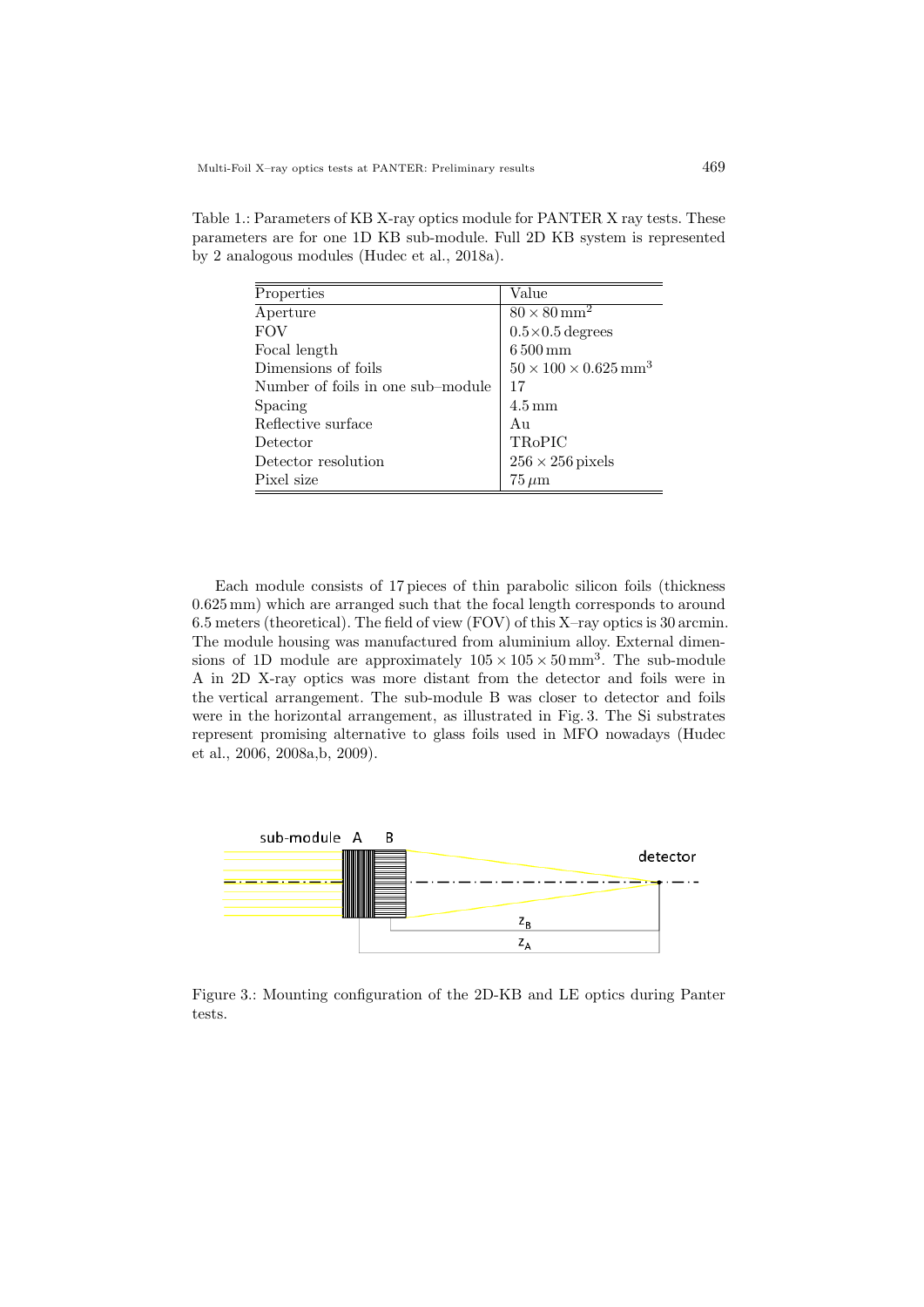Table 1.: Parameters of KB X-ray optics module for PANTER X ray tests. These parameters are for one 1D KB sub-module. Full 2D KB system is represented by 2 analogous modules (Hudec et al., 2018a).

| Properties | Value |
|---|---|
| Aperture | $80 \times 80\,\mathrm{mm}^2$ |
| FOV | $0.5{\times}0.5$ degrees |
| Focal length | $6\,500\,\mathrm{mm}$ |
| Dimensions of foils | $50 \times 100 \times 0.625\,\mathrm{mm}^3$ |
| Number of foils in one sub–module | 17 |
| Spacing | $4.5\,\mathrm{mm}$ |
| Reflective surface | Au |
| Detector | TRoPIC |
| Detector resolution | $256 \times 256$ pixels |
| Pixel size | $75\,\mu\mathrm{m}$ |

Each module consists of 17 pieces of thin parabolic silicon foils (thickness 0.625 mm) which are arranged such that the focal length corresponds to around 6.5 meters (theoretical). The field of view (FOV) of this X–ray optics is 30 arcmin. The module housing was manufactured from aluminium alloy. External dimensions of 1D module are approximately $105 \times 105 \times 50\,\mathrm{mm}^3$. The sub-module A in 2D X-ray optics was more distant from the detector and foils were in the vertical arrangement. The sub-module B was closer to detector and foils were in the horizontal arrangement, as illustrated in Fig. 3. The Si substrates represent promising alternative to glass foils used in MFO nowadays (Hudec et al., 2006, 2008a,b, 2009).

Figure 3.: Mounting configuration of the 2D-KB and LE optics during Panter tests.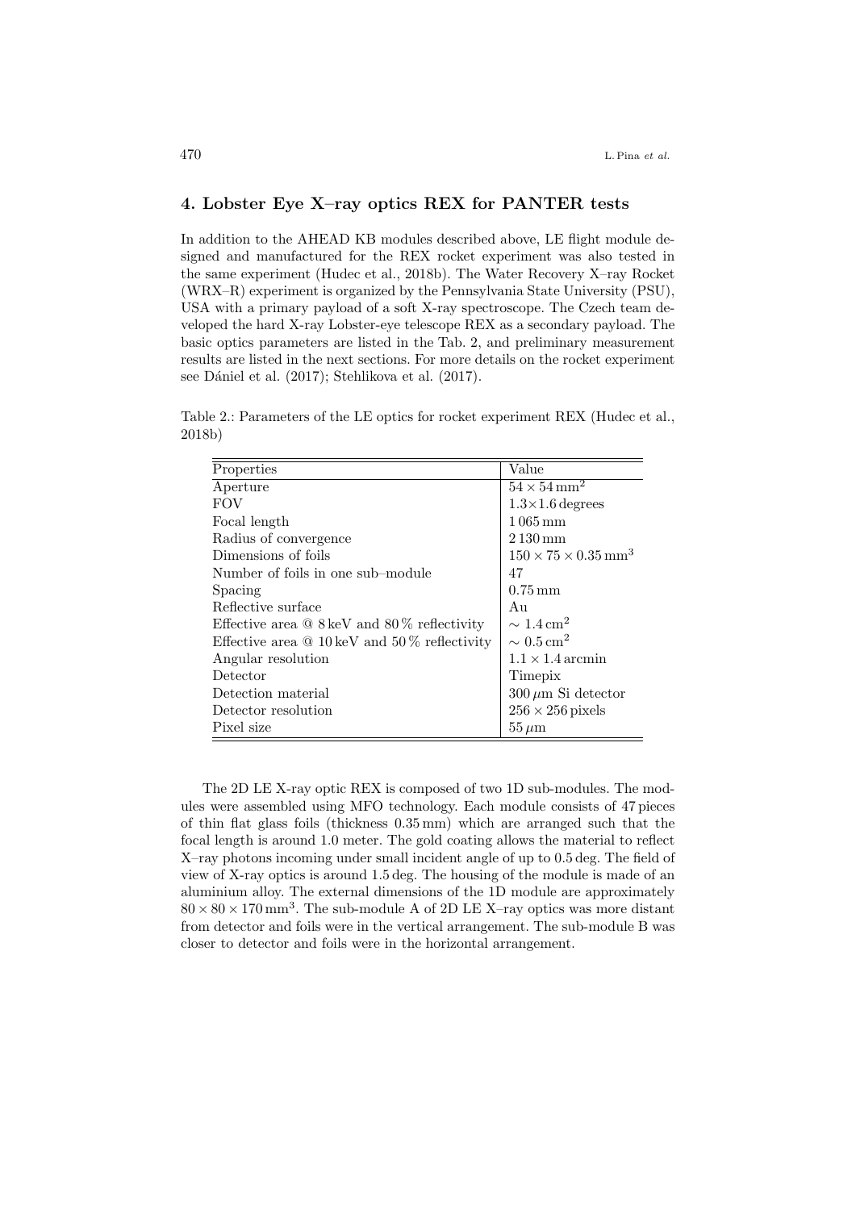## 4. Lobster Eye X–ray optics REX for PANTER tests

In addition to the AHEAD KB modules described above, LE flight module designed and manufactured for the REX rocket experiment was also tested in the same experiment (Hudec et al., 2018b). The Water Recovery X–ray Rocket (WRX–R) experiment is organized by the Pennsylvania State University (PSU), USA with a primary payload of a soft X-ray spectroscope. The Czech team developed the hard X-ray Lobster-eye telescope REX as a secondary payload. The basic optics parameters are listed in the Tab. 2, and preliminary measurement results are listed in the next sections. For more details on the rocket experiment see Dániel et al. (2017); Stehlikova et al. (2017).

Table 2.: Parameters of the LE optics for rocket experiment REX (Hudec et al., 2018b)

| Properties | Value |
|---|---|
| Aperture | $54 \times 54\,\mathrm{mm}^2$ |
| FOV | $1.3{\times}1.6$ degrees |
| Focal length | 1 065 mm |
| Radius of convergence | 2 130 mm |
| Dimensions of foils | $150 \times 75 \times 0.35\,\mathrm{mm}^3$ |
| Number of foils in one sub–module | 47 |
| Spacing | 0.75 mm |
| Reflective surface | Au |
| Effective area @ 8 keV and 80 % reflectivity | $\sim 1.4\,\mathrm{cm}^2$ |
| Effective area @ 10 keV and 50 % reflectivity | $\sim 0.5\,\mathrm{cm}^2$ |
| Angular resolution | $1.1 \times 1.4$ arcmin |
| Detector | Timepix |
| Detection material | $300\,\mu$m Si detector |
| Detector resolution | $256 \times 256$ pixels |
| Pixel size | $55\,\mu$m |

The 2D LE X-ray optic REX is composed of two 1D sub-modules. The modules were assembled using MFO technology. Each module consists of 47 pieces of thin flat glass foils (thickness 0.35 mm) which are arranged such that the focal length is around 1.0 meter. The gold coating allows the material to reflect X–ray photons incoming under small incident angle of up to 0.5 deg. The field of view of X-ray optics is around 1.5 deg. The housing of the module is made of an aluminium alloy. The external dimensions of the 1D module are approximately $80 \times 80 \times 170\,\mathrm{mm}^3$. The sub-module A of 2D LE X–ray optics was more distant from detector and foils were in the vertical arrangement. The sub-module B was closer to detector and foils were in the horizontal arrangement.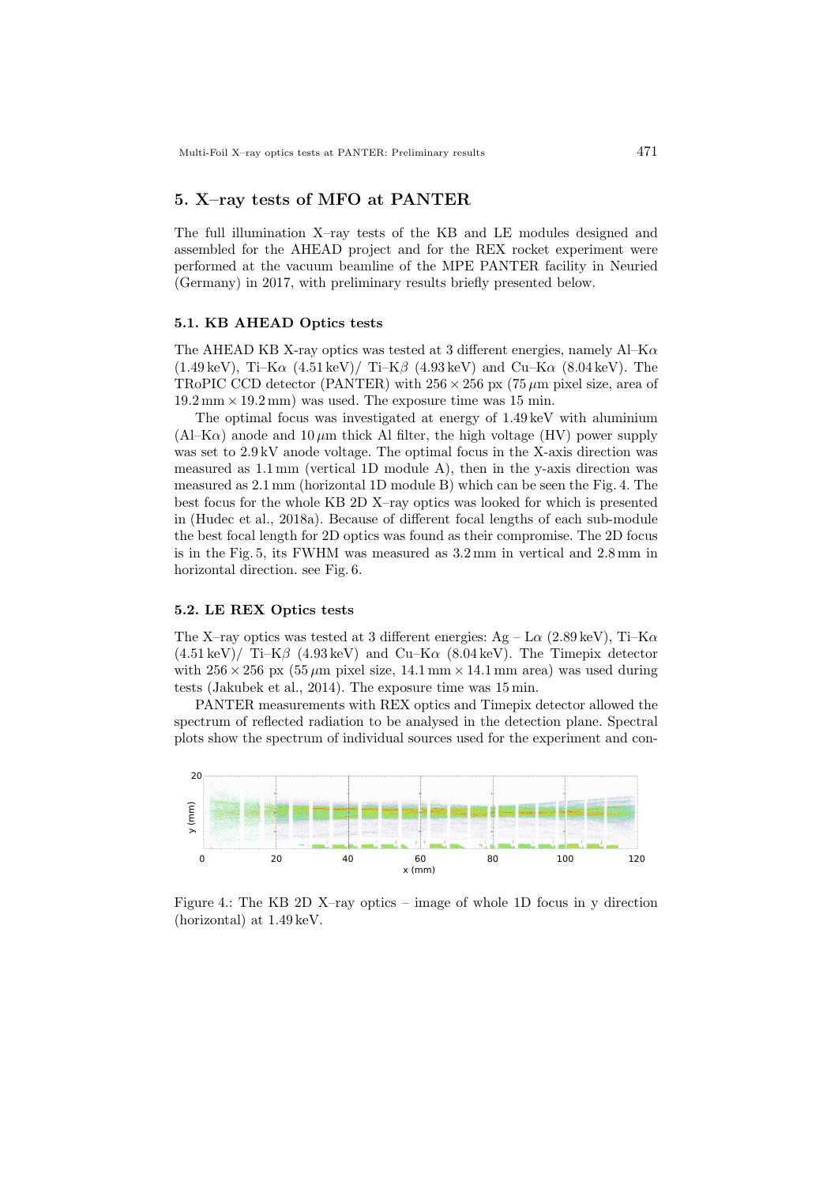## 5. X–ray tests of MFO at PANTER

The full illumination X–ray tests of the KB and LE modules designed and assembled for the AHEAD project and for the REX rocket experiment were performed at the vacuum beamline of the MPE PANTER facility in Neuried (Germany) in 2017, with preliminary results briefly presented below.

### 5.1. KB AHEAD Optics tests

The AHEAD KB X-ray optics was tested at 3 different energies, namely Al–K$\alpha$ (1.49 keV), Ti–K$\alpha$ (4.51 keV)/ Ti–K$\beta$ (4.93 keV) and Cu–K$\alpha$ (8.04 keV). The TRoPIC CCD detector (PANTER) with $256 \times 256$ px (75 $\mu$m pixel size, area of $19.2\,\mathrm{mm} \times 19.2\,\mathrm{mm}$) was used. The exposure time was 15 min.

The optimal focus was investigated at energy of 1.49 keV with aluminium (Al–K$\alpha$) anode and 10 $\mu$m thick Al filter, the high voltage (HV) power supply was set to 2.9 kV anode voltage. The optimal focus in the X-axis direction was measured as 1.1 mm (vertical 1D module A), then in the y-axis direction was measured as 2.1 mm (horizontal 1D module B) which can be seen the Fig. 4. The best focus for the whole KB 2D X–ray optics was looked for which is presented in (Hudec et al., 2018a). Because of different focal lengths of each sub-module the best focal length for 2D optics was found as their compromise. The 2D focus is in the Fig. 5, its FWHM was measured as 3.2 mm in vertical and 2.8 mm in horizontal direction. see Fig. 6.

### 5.2. LE REX Optics tests

The X–ray optics was tested at 3 different energies: Ag – L$\alpha$ (2.89 keV), Ti–K$\alpha$ (4.51 keV)/ Ti–K$\beta$ (4.93 keV) and Cu–K$\alpha$ (8.04 keV). The Timepix detector with $256 \times 256$ px (55 $\mu$m pixel size, $14.1\,\mathrm{mm} \times 14.1\,\mathrm{mm}$ area) was used during tests (Jakubek et al., 2014). The exposure time was 15 min.

PANTER measurements with REX optics and Timepix detector allowed the spectrum of reflected radiation to be analysed in the detection plane. Spectral plots show the spectrum of individual sources used for the experiment and con-

Figure 4.: The KB 2D X–ray optics – image of whole 1D focus in y direction (horizontal) at 1.49 keV.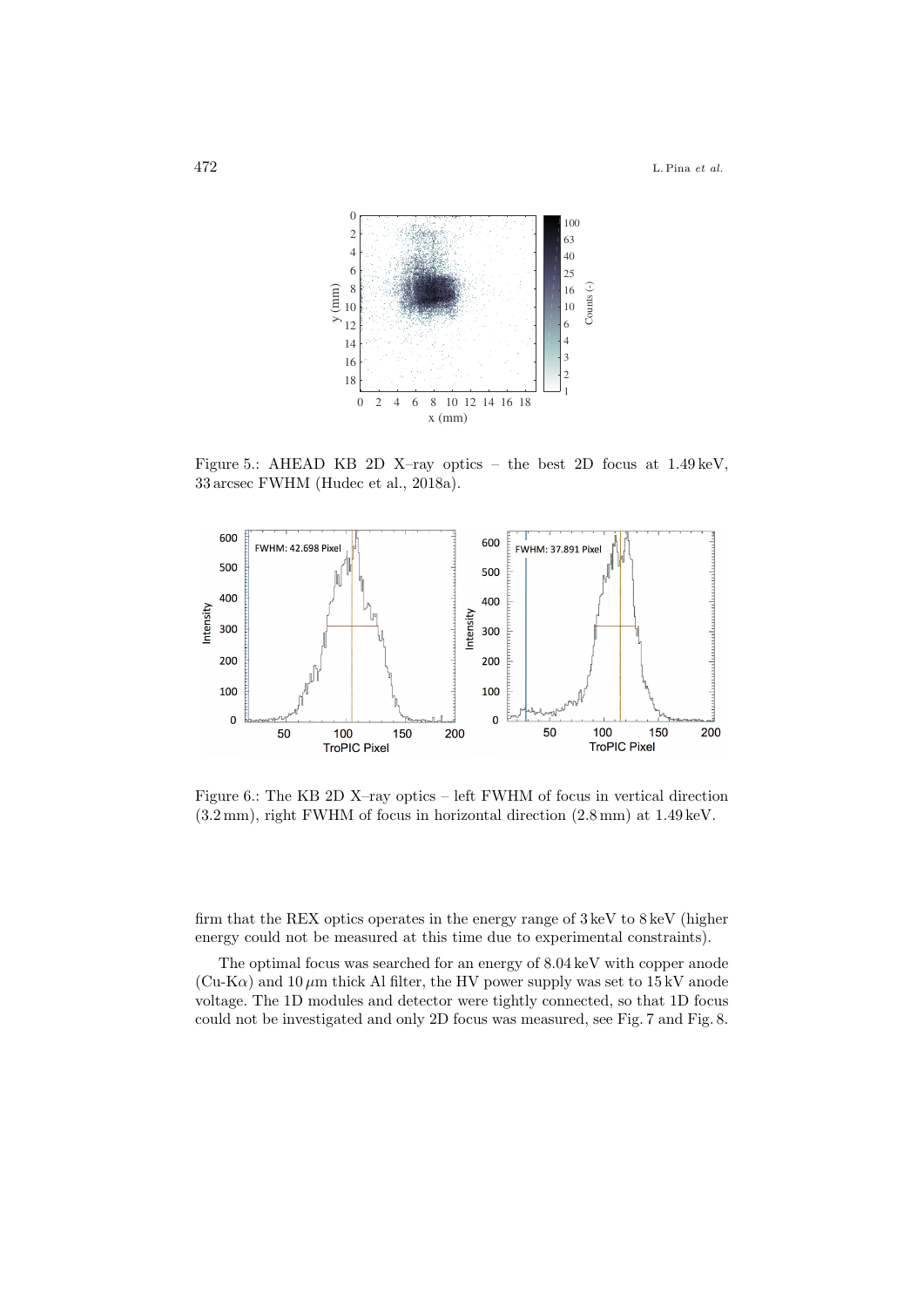Figure 5.: AHEAD KB 2D X–ray optics – the best 2D focus at 1.49 keV, 33 arcsec FWHM (Hudec et al., 2018a).

Figure 6.: The KB 2D X–ray optics – left FWHM of focus in vertical direction (3.2 mm), right FWHM of focus in horizontal direction (2.8 mm) at 1.49 keV.

firm that the REX optics operates in the energy range of 3 keV to 8 keV (higher energy could not be measured at this time due to experimental constraints).

The optimal focus was searched for an energy of 8.04 keV with copper anode (Cu-K$\alpha$) and 10 $\mu$m thick Al filter, the HV power supply was set to 15 kV anode voltage. The 1D modules and detector were tightly connected, so that 1D focus could not be investigated and only 2D focus was measured, see Fig. 7 and Fig. 8.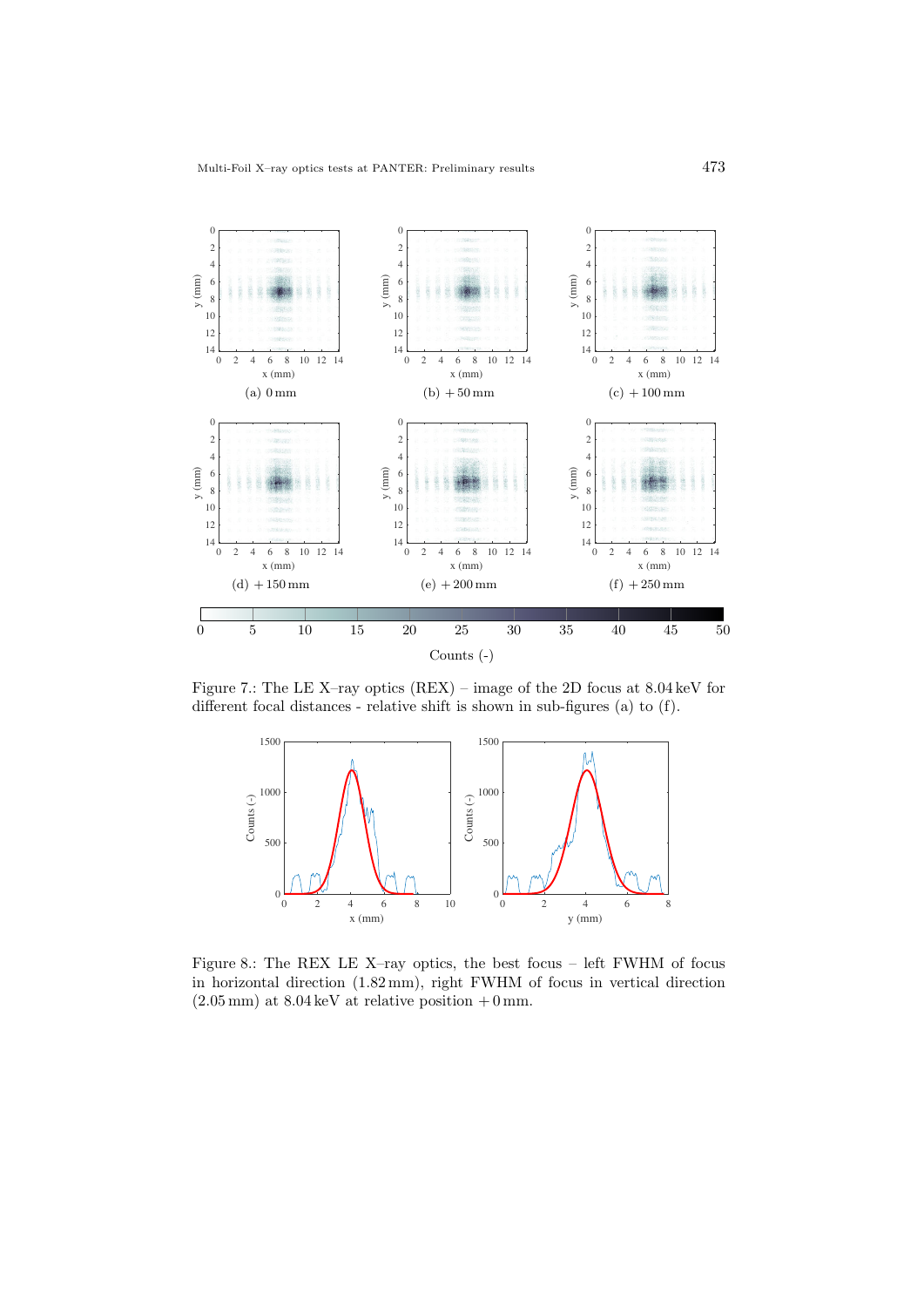(a) 0 mm

(b) + 50 mm

(c) + 100 mm

(d) + 150 mm

(e) + 200 mm

(f) + 250 mm

Figure 7.: The LE X–ray optics (REX) – image of the 2D focus at 8.04 keV for different focal distances - relative shift is shown in sub-figures (a) to (f).

Figure 8.: The REX LE X–ray optics, the best focus – left FWHM of focus in horizontal direction (1.82 mm), right FWHM of focus in vertical direction (2.05 mm) at 8.04 keV at relative position + 0 mm.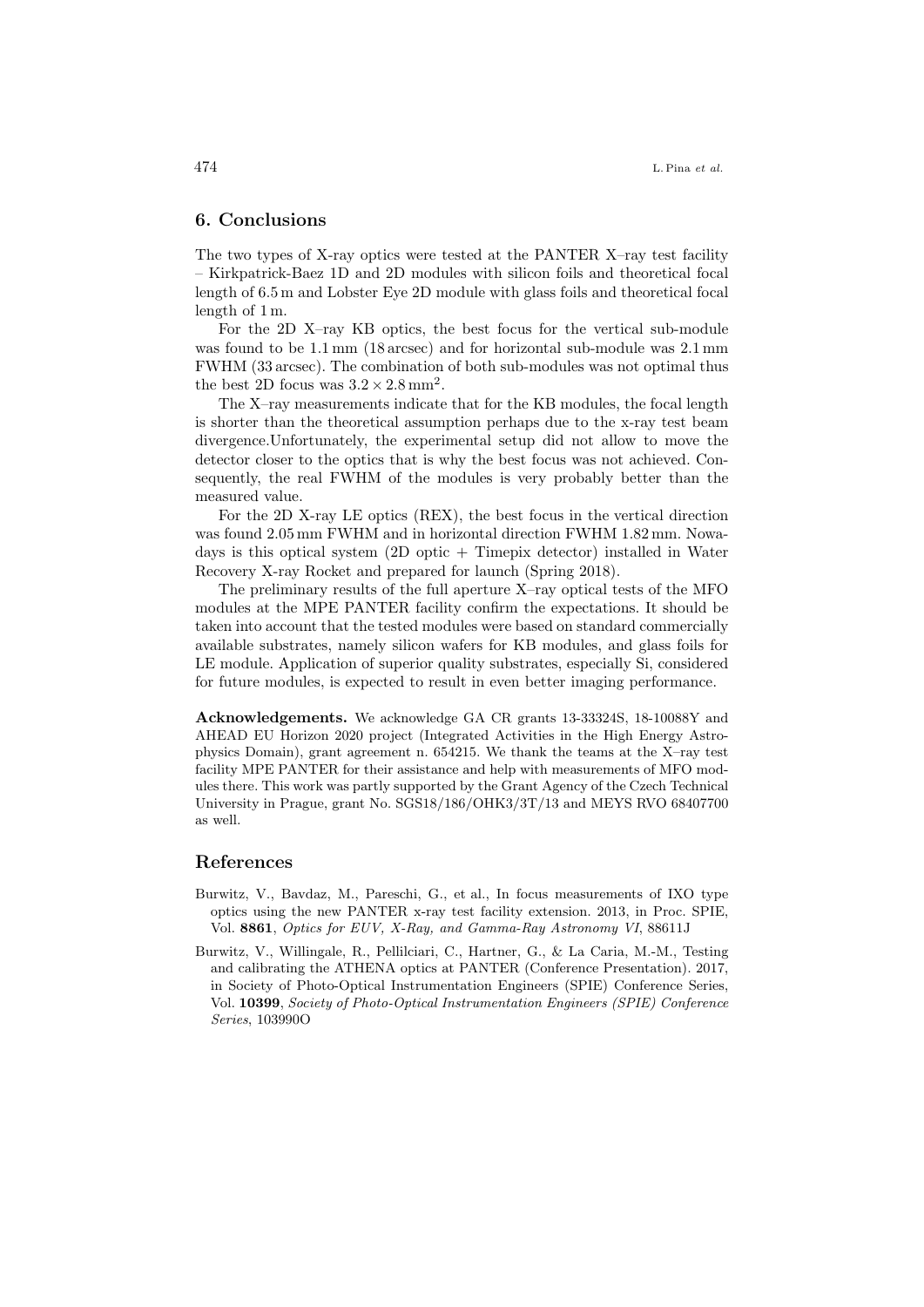## 6. Conclusions

The two types of X-ray optics were tested at the PANTER X–ray test facility – Kirkpatrick-Baez 1D and 2D modules with silicon foils and theoretical focal length of 6.5 m and Lobster Eye 2D module with glass foils and theoretical focal length of 1 m.

For the 2D X–ray KB optics, the best focus for the vertical sub-module was found to be 1.1 mm (18 arcsec) and for horizontal sub-module was 2.1 mm FWHM (33 arcsec). The combination of both sub-modules was not optimal thus the best 2D focus was $3.2 \times 2.8\,\mathrm{mm}^2$.

The X–ray measurements indicate that for the KB modules, the focal length is shorter than the theoretical assumption perhaps due to the x-ray test beam divergence.Unfortunately, the experimental setup did not allow to move the detector closer to the optics that is why the best focus was not achieved. Consequently, the real FWHM of the modules is very probably better than the measured value.

For the 2D X-ray LE optics (REX), the best focus in the vertical direction was found 2.05 mm FWHM and in horizontal direction FWHM 1.82 mm. Nowadays is this optical system (2D optic + Timepix detector) installed in Water Recovery X-ray Rocket and prepared for launch (Spring 2018).

The preliminary results of the full aperture X–ray optical tests of the MFO modules at the MPE PANTER facility confirm the expectations. It should be taken into account that the tested modules were based on standard commercially available substrates, namely silicon wafers for KB modules, and glass foils for LE module. Application of superior quality substrates, especially Si, considered for future modules, is expected to result in even better imaging performance.

**Acknowledgements.** We acknowledge GA CR grants 13-33324S, 18-10088Y and AHEAD EU Horizon 2020 project (Integrated Activities in the High Energy Astrophysics Domain), grant agreement n. 654215. We thank the teams at the X–ray test facility MPE PANTER for their assistance and help with measurements of MFO modules there. This work was partly supported by the Grant Agency of the Czech Technical University in Prague, grant No. SGS18/186/OHK3/3T/13 and MEYS RVO 68407700 as well.

## References

Burwitz, V., Bavdaz, M., Pareschi, G., et al., In focus measurements of IXO type optics using the new PANTER x-ray test facility extension. 2013, in Proc. SPIE, Vol. **8861**, *Optics for EUV, X-Ray, and Gamma-Ray Astronomy VI*, 88611J

Burwitz, V., Willingale, R., Pellilciari, C., Hartner, G., & La Caria, M.-M., Testing and calibrating the ATHENA optics at PANTER (Conference Presentation). 2017, in Society of Photo-Optical Instrumentation Engineers (SPIE) Conference Series, Vol. **10399**, *Society of Photo-Optical Instrumentation Engineers (SPIE) Conference Series*, 103990O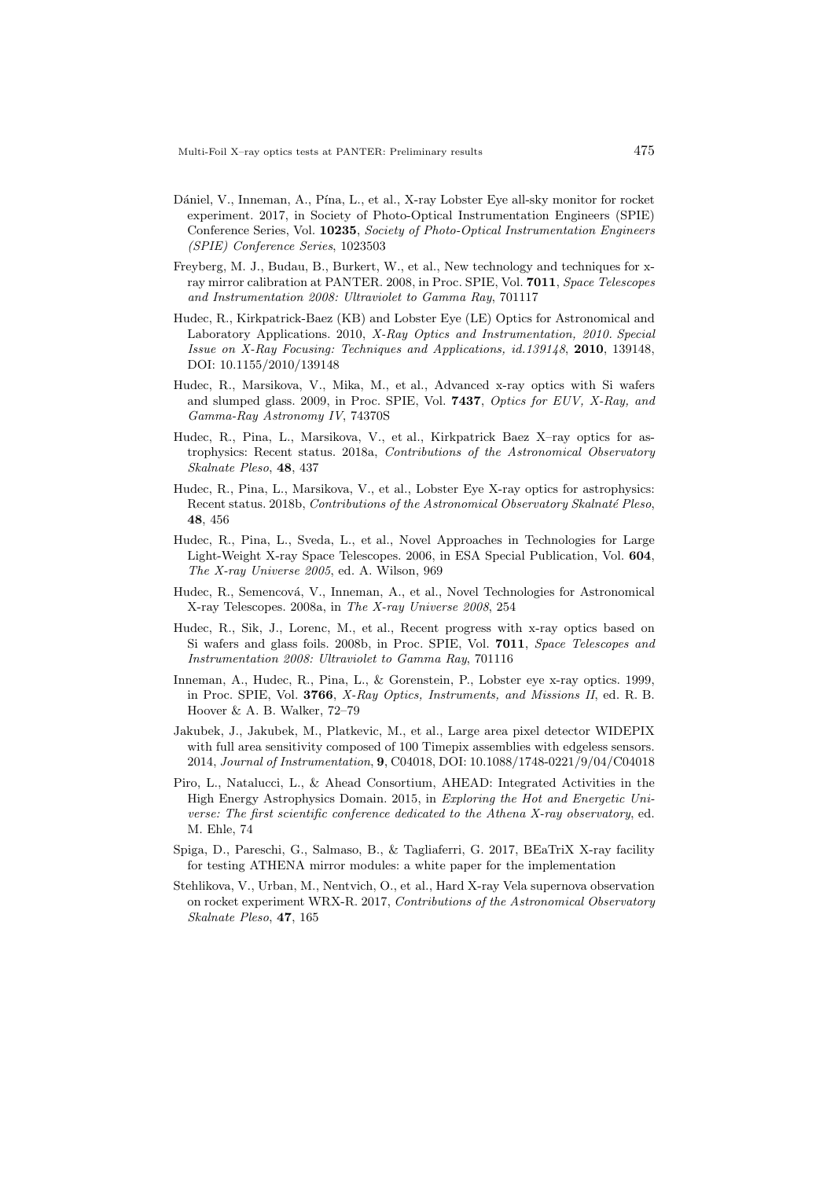Dániel, V., Inneman, A., Pína, L., et al., X-ray Lobster Eye all-sky monitor for rocket experiment. 2017, in Society of Photo-Optical Instrumentation Engineers (SPIE) Conference Series, Vol. **10235**, *Society of Photo-Optical Instrumentation Engineers (SPIE) Conference Series*, 1023503

Freyberg, M. J., Budau, B., Burkert, W., et al., New technology and techniques for x-ray mirror calibration at PANTER. 2008, in Proc. SPIE, Vol. **7011**, *Space Telescopes and Instrumentation 2008: Ultraviolet to Gamma Ray*, 701117

Hudec, R., Kirkpatrick-Baez (KB) and Lobster Eye (LE) Optics for Astronomical and Laboratory Applications. 2010, *X-Ray Optics and Instrumentation, 2010. Special Issue on X-Ray Focusing: Techniques and Applications, id.139148*, **2010**, 139148, DOI: 10.1155/2010/139148

Hudec, R., Marsikova, V., Mika, M., et al., Advanced x-ray optics with Si wafers and slumped glass. 2009, in Proc. SPIE, Vol. **7437**, *Optics for EUV, X-Ray, and Gamma-Ray Astronomy IV*, 74370S

Hudec, R., Pina, L., Marsikova, V., et al., Kirkpatrick Baez X–ray optics for astrophysics: Recent status. 2018a, *Contributions of the Astronomical Observatory Skalnate Pleso*, **48**, 437

Hudec, R., Pina, L., Marsikova, V., et al., Lobster Eye X-ray optics for astrophysics: Recent status. 2018b, *Contributions of the Astronomical Observatory Skalnaté Pleso*, **48**, 456

Hudec, R., Pina, L., Sveda, L., et al., Novel Approaches in Technologies for Large Light-Weight X-ray Space Telescopes. 2006, in ESA Special Publication, Vol. **604**, *The X-ray Universe 2005*, ed. A. Wilson, 969

Hudec, R., Semencová, V., Inneman, A., et al., Novel Technologies for Astronomical X-ray Telescopes. 2008a, in *The X-ray Universe 2008*, 254

Hudec, R., Sik, J., Lorenc, M., et al., Recent progress with x-ray optics based on Si wafers and glass foils. 2008b, in Proc. SPIE, Vol. **7011**, *Space Telescopes and Instrumentation 2008: Ultraviolet to Gamma Ray*, 701116

Inneman, A., Hudec, R., Pina, L., & Gorenstein, P., Lobster eye x-ray optics. 1999, in Proc. SPIE, Vol. **3766**, *X-Ray Optics, Instruments, and Missions II*, ed. R. B. Hoover & A. B. Walker, 72–79

Jakubek, J., Jakubek, M., Platkevic, M., et al., Large area pixel detector WIDEPIX with full area sensitivity composed of 100 Timepix assemblies with edgeless sensors. 2014, *Journal of Instrumentation*, **9**, C04018, DOI: 10.1088/1748-0221/9/04/C04018

Piro, L., Natalucci, L., & Ahead Consortium, AHEAD: Integrated Activities in the High Energy Astrophysics Domain. 2015, in *Exploring the Hot and Energetic Universe: The first scientific conference dedicated to the Athena X-ray observatory*, ed. M. Ehle, 74

Spiga, D., Pareschi, G., Salmaso, B., & Tagliaferri, G. 2017, BEaTriX X-ray facility for testing ATHENA mirror modules: a white paper for the implementation

Stehlikova, V., Urban, M., Nentvich, O., et al., Hard X-ray Vela supernova observation on rocket experiment WRX-R. 2017, *Contributions of the Astronomical Observatory Skalnate Pleso*, **47**, 165